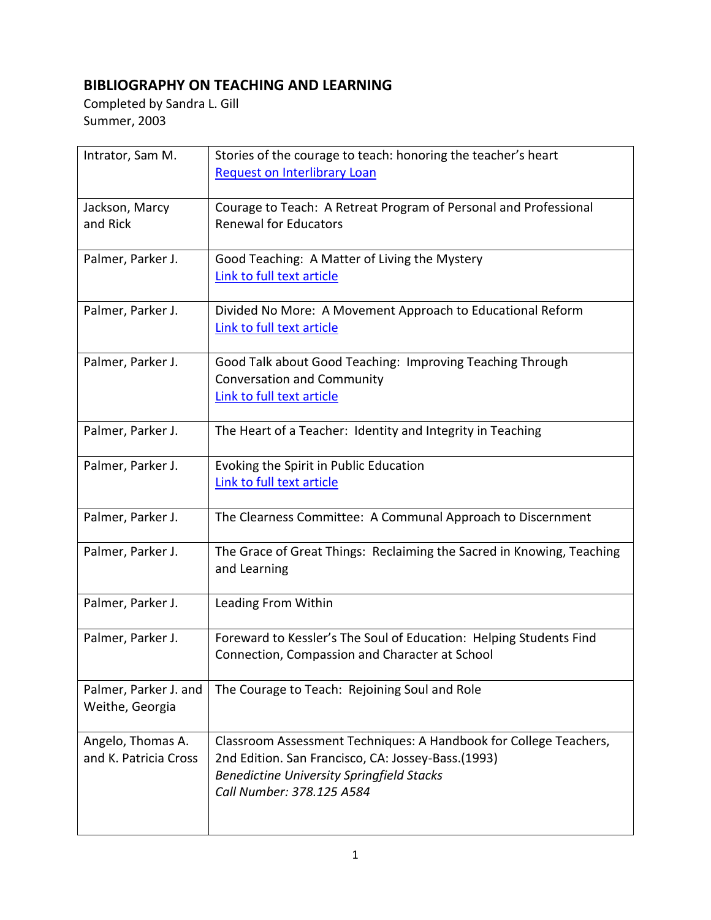## BIBLIOGRAPHY ON TEACHING AND LEARNING

Completed by Sandra L. Gill
Summer, 2003

| | |
|---|---|
| Intrator, Sam M. | Stories of the courage to teach: honoring the teacher's heart<br>Request on Interlibrary Loan |
| Jackson, Marcy and Rick | Courage to Teach: A Retreat Program of Personal and Professional Renewal for Educators |
| Palmer, Parker J. | Good Teaching: A Matter of Living the Mystery<br>Link to full text article |
| Palmer, Parker J. | Divided No More: A Movement Approach to Educational Reform<br>Link to full text article |
| Palmer, Parker J. | Good Talk about Good Teaching: Improving Teaching Through Conversation and Community<br>Link to full text article |
| Palmer, Parker J. | The Heart of a Teacher: Identity and Integrity in Teaching |
| Palmer, Parker J. | Evoking the Spirit in Public Education<br>Link to full text article |
| Palmer, Parker J. | The Clearness Committee: A Communal Approach to Discernment |
| Palmer, Parker J. | The Grace of Great Things: Reclaiming the Sacred in Knowing, Teaching and Learning |
| Palmer, Parker J. | Leading From Within |
| Palmer, Parker J. | Foreward to Kessler's The Soul of Education: Helping Students Find Connection, Compassion and Character at School |
| Palmer, Parker J. and Weithe, Georgia | The Courage to Teach: Rejoining Soul and Role |
| Angelo, Thomas A. and K. Patricia Cross | Classroom Assessment Techniques: A Handbook for College Teachers, 2nd Edition. San Francisco, CA: Jossey-Bass.(1993)<br>*Benedictine University Springfield Stacks*<br>*Call Number: 378.125 A584* |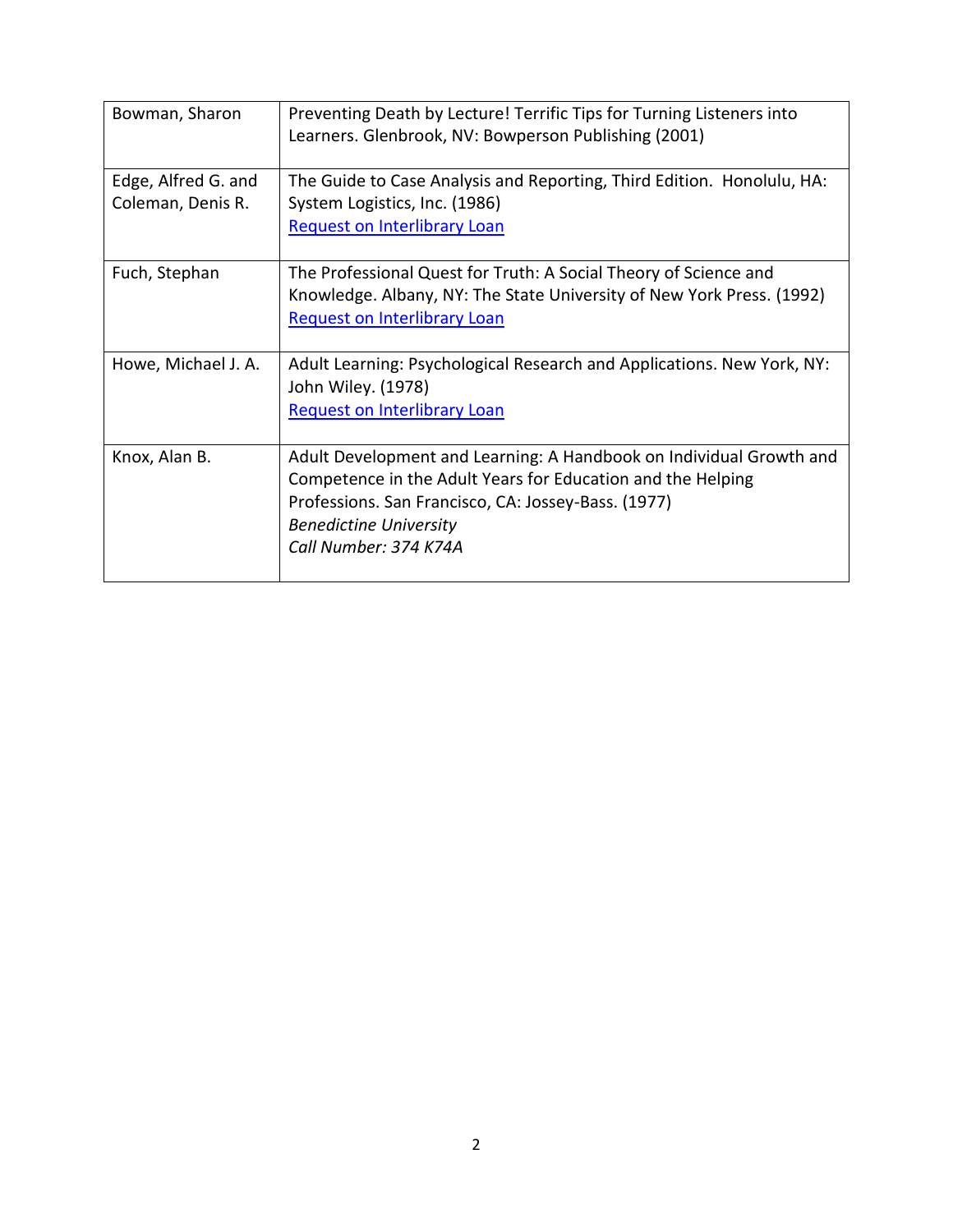| | |
|---|---|
| Bowman, Sharon | Preventing Death by Lecture! Terrific Tips for Turning Listeners into Learners. Glenbrook, NV: Bowperson Publishing (2001) |
| Edge, Alfred G. and Coleman, Denis R. | The Guide to Case Analysis and Reporting, Third Edition. Honolulu, HA: System Logistics, Inc. (1986)<br>Request on Interlibrary Loan |
| Fuch, Stephan | The Professional Quest for Truth: A Social Theory of Science and Knowledge. Albany, NY: The State University of New York Press. (1992)<br>Request on Interlibrary Loan |
| Howe, Michael J. A. | Adult Learning: Psychological Research and Applications. New York, NY: John Wiley. (1978)<br>Request on Interlibrary Loan |
| Knox, Alan B. | Adult Development and Learning: A Handbook on Individual Growth and Competence in the Adult Years for Education and the Helping Professions. San Francisco, CA: Jossey-Bass. (1977)<br>*Benedictine University*<br>*Call Number: 374 K74A* |